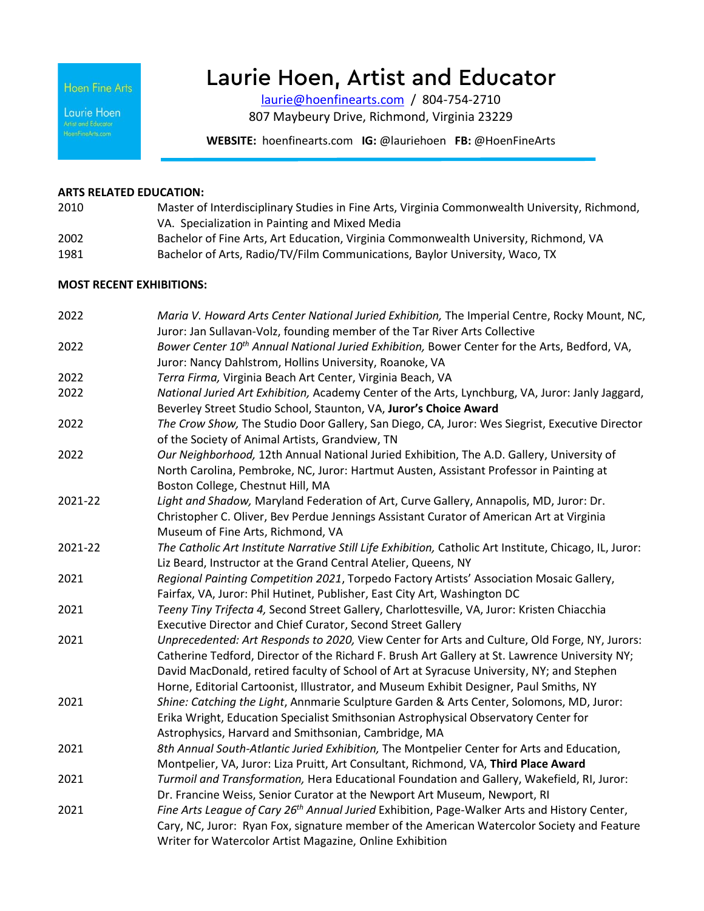Hoen Fine Arts

Laurie Hoen
Artist and Educator
HoenFineArts.com

# Laurie Hoen, Artist and Educator

laurie@hoenfinearts.com / 804-754-2710
807 Maybeury Drive, Richmond, Virginia 23229

**WEBSITE:** hoenfinearts.com **IG:** @lauriehoen **FB:** @HoenFineArts

**ARTS RELATED EDUCATION:**

| | |
|---|---|
| 2010 | Master of Interdisciplinary Studies in Fine Arts, Virginia Commonwealth University, Richmond, VA. Specialization in Painting and Mixed Media |
| 2002 | Bachelor of Fine Arts, Art Education, Virginia Commonwealth University, Richmond, VA |
| 1981 | Bachelor of Arts, Radio/TV/Film Communications, Baylor University, Waco, TX |

**MOST RECENT EXHIBITIONS:**

| | |
|---|---|
| 2022 | *Maria V. Howard Arts Center National Juried Exhibition,* The Imperial Centre, Rocky Mount, NC, Juror: Jan Sullavan-Volz, founding member of the Tar River Arts Collective |
| 2022 | *Bower Center 10th Annual National Juried Exhibition,* Bower Center for the Arts, Bedford, VA, Juror: Nancy Dahlstrom, Hollins University, Roanoke, VA |
| 2022 | *Terra Firma,* Virginia Beach Art Center, Virginia Beach, VA |
| 2022 | *National Juried Art Exhibition,* Academy Center of the Arts, Lynchburg, VA, Juror: Janly Jaggard, Beverley Street Studio School, Staunton, VA, **Juror's Choice Award** |
| 2022 | *The Crow Show,* The Studio Door Gallery, San Diego, CA, Juror: Wes Siegrist, Executive Director of the Society of Animal Artists, Grandview, TN |
| 2022 | *Our Neighborhood,* 12th Annual National Juried Exhibition, The A.D. Gallery, University of North Carolina, Pembroke, NC, Juror: Hartmut Austen, Assistant Professor in Painting at Boston College, Chestnut Hill, MA |
| 2021-22 | *Light and Shadow,* Maryland Federation of Art, Curve Gallery, Annapolis, MD, Juror: Dr. Christopher C. Oliver, Bev Perdue Jennings Assistant Curator of American Art at Virginia Museum of Fine Arts, Richmond, VA |
| 2021-22 | *The Catholic Art Institute Narrative Still Life Exhibition,* Catholic Art Institute, Chicago, IL, Juror: Liz Beard, Instructor at the Grand Central Atelier, Queens, NY |
| 2021 | *Regional Painting Competition 2021*, Torpedo Factory Artists' Association Mosaic Gallery, Fairfax, VA, Juror: Phil Hutinet, Publisher, East City Art, Washington DC |
| 2021 | *Teeny Tiny Trifecta 4,* Second Street Gallery, Charlottesville, VA, Juror: Kristen Chiacchia Executive Director and Chief Curator, Second Street Gallery |
| 2021 | *Unprecedented: Art Responds to 2020,* View Center for Arts and Culture, Old Forge, NY, Jurors: Catherine Tedford, Director of the Richard F. Brush Art Gallery at St. Lawrence University NY; David MacDonald, retired faculty of School of Art at Syracuse University, NY; and Stephen Horne, Editorial Cartoonist, Illustrator, and Museum Exhibit Designer, Paul Smiths, NY |
| 2021 | *Shine: Catching the Light*, Annmarie Sculpture Garden & Arts Center, Solomons, MD, Juror: Erika Wright, Education Specialist Smithsonian Astrophysical Observatory Center for Astrophysics, Harvard and Smithsonian, Cambridge, MA |
| 2021 | *8th Annual South-Atlantic Juried Exhibition,* The Montpelier Center for Arts and Education, Montpelier, VA, Juror: Liza Pruitt, Art Consultant, Richmond, VA, **Third Place Award** |
| 2021 | *Turmoil and Transformation,* Hera Educational Foundation and Gallery, Wakefield, RI, Juror: Dr. Francine Weiss, Senior Curator at the Newport Art Museum, Newport, RI |
| 2021 | *Fine Arts League of Cary 26th Annual Juried* Exhibition, Page-Walker Arts and History Center, Cary, NC, Juror: Ryan Fox, signature member of the American Watercolor Society and Feature Writer for Watercolor Artist Magazine, Online Exhibition |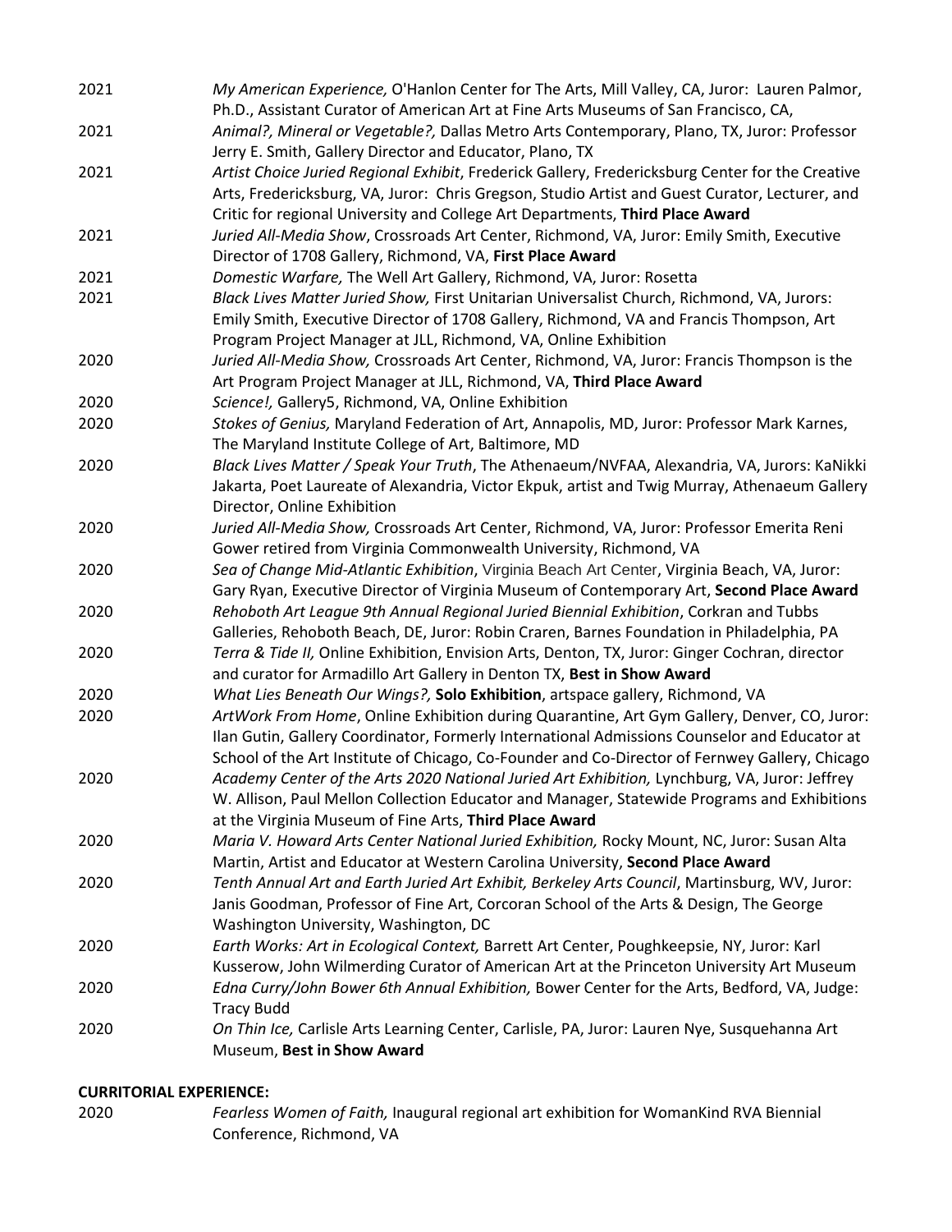2021 *My American Experience,* O'Hanlon Center for The Arts, Mill Valley, CA, Juror: Lauren Palmor, Ph.D., Assistant Curator of American Art at Fine Arts Museums of San Francisco, CA,

2021 *Animal?, Mineral or Vegetable?,* Dallas Metro Arts Contemporary, Plano, TX, Juror: Professor Jerry E. Smith, Gallery Director and Educator, Plano, TX

2021 *Artist Choice Juried Regional Exhibit*, Frederick Gallery, Fredericksburg Center for the Creative Arts, Fredericksburg, VA, Juror: Chris Gregson, Studio Artist and Guest Curator, Lecturer, and Critic for regional University and College Art Departments, **Third Place Award**

2021 *Juried All-Media Show*, Crossroads Art Center, Richmond, VA, Juror: Emily Smith, Executive Director of 1708 Gallery, Richmond, VA, **First Place Award**

2021 *Domestic Warfare,* The Well Art Gallery, Richmond, VA, Juror: Rosetta

2021 *Black Lives Matter Juried Show,* First Unitarian Universalist Church, Richmond, VA, Jurors: Emily Smith, Executive Director of 1708 Gallery, Richmond, VA and Francis Thompson, Art Program Project Manager at JLL, Richmond, VA, Online Exhibition

2020 *Juried All-Media Show,* Crossroads Art Center, Richmond, VA, Juror: Francis Thompson is the Art Program Project Manager at JLL, Richmond, VA, **Third Place Award**

2020 *Science!,* Gallery5, Richmond, VA, Online Exhibition

2020 *Stokes of Genius,* Maryland Federation of Art, Annapolis, MD, Juror: Professor Mark Karnes, The Maryland Institute College of Art, Baltimore, MD

2020 *Black Lives Matter / Speak Your Truth*, The Athenaeum/NVFAA, Alexandria, VA, Jurors: KaNikki Jakarta, Poet Laureate of Alexandria, Victor Ekpuk, artist and Twig Murray, Athenaeum Gallery Director, Online Exhibition

2020 *Juried All-Media Show,* Crossroads Art Center, Richmond, VA, Juror: Professor Emerita Reni Gower retired from Virginia Commonwealth University, Richmond, VA

2020 *Sea of Change Mid-Atlantic Exhibition*, Virginia Beach Art Center, Virginia Beach, VA, Juror: Gary Ryan, Executive Director of Virginia Museum of Contemporary Art, **Second Place Award**

2020 *Rehoboth Art League 9th Annual Regional Juried Biennial Exhibition*, Corkran and Tubbs Galleries, Rehoboth Beach, DE, Juror: Robin Craren, Barnes Foundation in Philadelphia, PA

2020 *Terra & Tide II,* Online Exhibition, Envision Arts, Denton, TX, Juror: Ginger Cochran, director and curator for Armadillo Art Gallery in Denton TX, **Best in Show Award**

2020 *What Lies Beneath Our Wings?,* **Solo Exhibition**, artspace gallery, Richmond, VA

2020 *ArtWork From Home*, Online Exhibition during Quarantine, Art Gym Gallery, Denver, CO, Juror: Ilan Gutin, Gallery Coordinator, Formerly International Admissions Counselor and Educator at School of the Art Institute of Chicago, Co-Founder and Co-Director of Fernwey Gallery, Chicago

2020 *Academy Center of the Arts 2020 National Juried Art Exhibition,* Lynchburg, VA, Juror: Jeffrey W. Allison, Paul Mellon Collection Educator and Manager, Statewide Programs and Exhibitions at the Virginia Museum of Fine Arts, **Third Place Award**

2020 *Maria V. Howard Arts Center National Juried Exhibition,* Rocky Mount, NC, Juror: Susan Alta Martin, Artist and Educator at Western Carolina University, **Second Place Award**

2020 *Tenth Annual Art and Earth Juried Art Exhibit, Berkeley Arts Council*, Martinsburg, WV, Juror: Janis Goodman, Professor of Fine Art, Corcoran School of the Arts & Design, The George Washington University, Washington, DC

2020 *Earth Works: Art in Ecological Context,* Barrett Art Center, Poughkeepsie, NY, Juror: Karl Kusserow, John Wilmerding Curator of American Art at the Princeton University Art Museum

2020 *Edna Curry/John Bower 6th Annual Exhibition,* Bower Center for the Arts, Bedford, VA, Judge: Tracy Budd

2020 *On Thin Ice,* Carlisle Arts Learning Center, Carlisle, PA, Juror: Lauren Nye, Susquehanna Art Museum, **Best in Show Award**

**CURRITORIAL EXPERIENCE:**

2020 *Fearless Women of Faith,* Inaugural regional art exhibition for WomanKind RVA Biennial Conference, Richmond, VA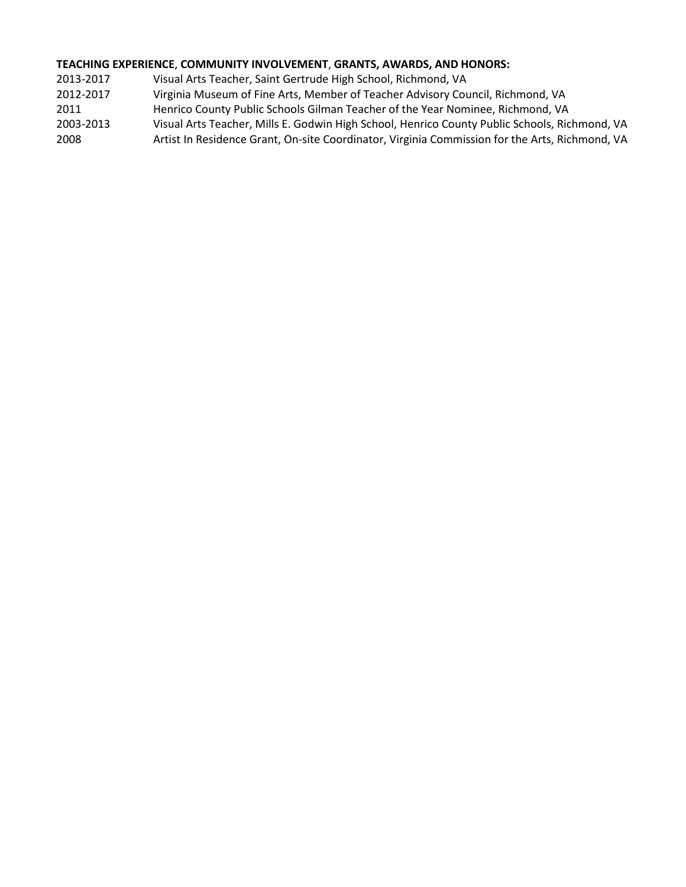**TEACHING EXPERIENCE**, **COMMUNITY INVOLVEMENT**, **GRANTS, AWARDS, AND HONORS:**

| | |
|---|---|
| 2013-2017 | Visual Arts Teacher, Saint Gertrude High School, Richmond, VA |
| 2012-2017 | Virginia Museum of Fine Arts, Member of Teacher Advisory Council, Richmond, VA |
| 2011 | Henrico County Public Schools Gilman Teacher of the Year Nominee, Richmond, VA |
| 2003-2013 | Visual Arts Teacher, Mills E. Godwin High School, Henrico County Public Schools, Richmond, VA |
| 2008 | Artist In Residence Grant, On-site Coordinator, Virginia Commission for the Arts, Richmond, VA |